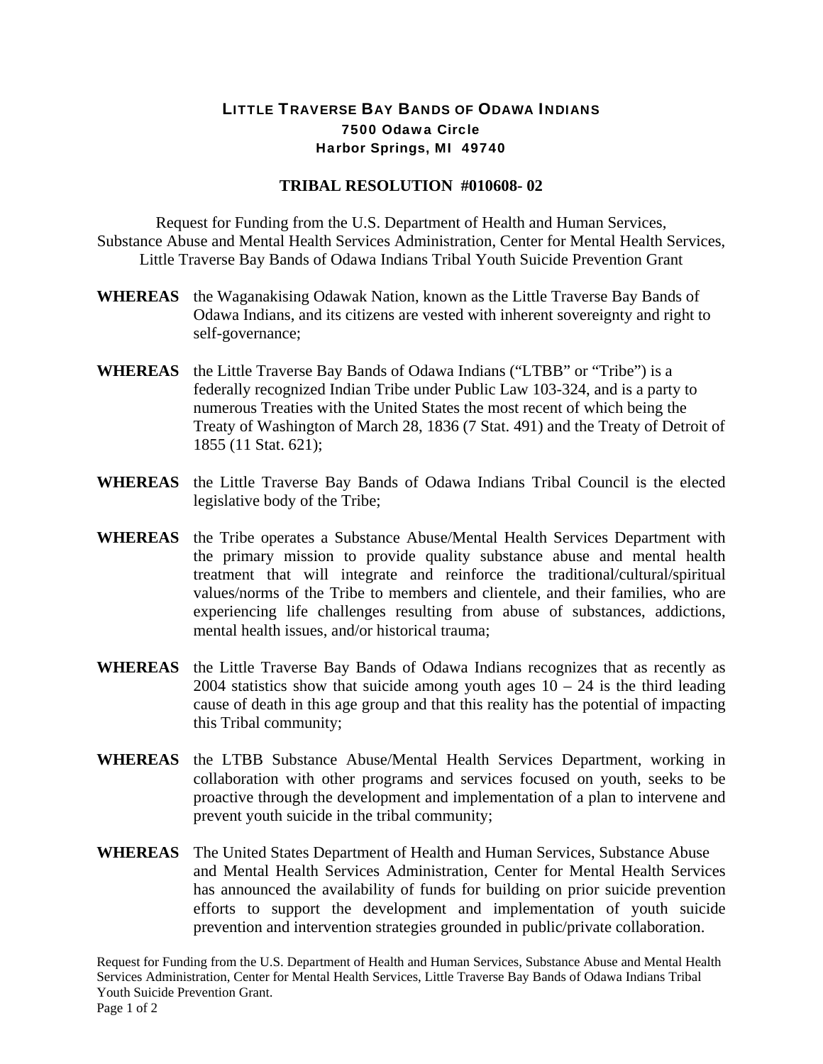# LITTLE TRAVERSE BAY BANDS OF ODAWA INDIANS

**7500 Odawa Circle**
**Harbor Springs, MI 49740**

## TRIBAL RESOLUTION #010608- 02

Request for Funding from the U.S. Department of Health and Human Services, Substance Abuse and Mental Health Services Administration, Center for Mental Health Services, Little Traverse Bay Bands of Odawa Indians Tribal Youth Suicide Prevention Grant

**WHEREAS** the Waganakising Odawak Nation, known as the Little Traverse Bay Bands of Odawa Indians, and its citizens are vested with inherent sovereignty and right to self-governance;

**WHEREAS** the Little Traverse Bay Bands of Odawa Indians ("LTBB" or "Tribe") is a federally recognized Indian Tribe under Public Law 103-324, and is a party to numerous Treaties with the United States the most recent of which being the Treaty of Washington of March 28, 1836 (7 Stat. 491) and the Treaty of Detroit of 1855 (11 Stat. 621);

**WHEREAS** the Little Traverse Bay Bands of Odawa Indians Tribal Council is the elected legislative body of the Tribe;

**WHEREAS** the Tribe operates a Substance Abuse/Mental Health Services Department with the primary mission to provide quality substance abuse and mental health treatment that will integrate and reinforce the traditional/cultural/spiritual values/norms of the Tribe to members and clientele, and their families, who are experiencing life challenges resulting from abuse of substances, addictions, mental health issues, and/or historical trauma;

**WHEREAS** the Little Traverse Bay Bands of Odawa Indians recognizes that as recently as 2004 statistics show that suicide among youth ages 10 – 24 is the third leading cause of death in this age group and that this reality has the potential of impacting this Tribal community;

**WHEREAS** the LTBB Substance Abuse/Mental Health Services Department, working in collaboration with other programs and services focused on youth, seeks to be proactive through the development and implementation of a plan to intervene and prevent youth suicide in the tribal community;

**WHEREAS** The United States Department of Health and Human Services, Substance Abuse and Mental Health Services Administration, Center for Mental Health Services has announced the availability of funds for building on prior suicide prevention efforts to support the development and implementation of youth suicide prevention and intervention strategies grounded in public/private collaboration.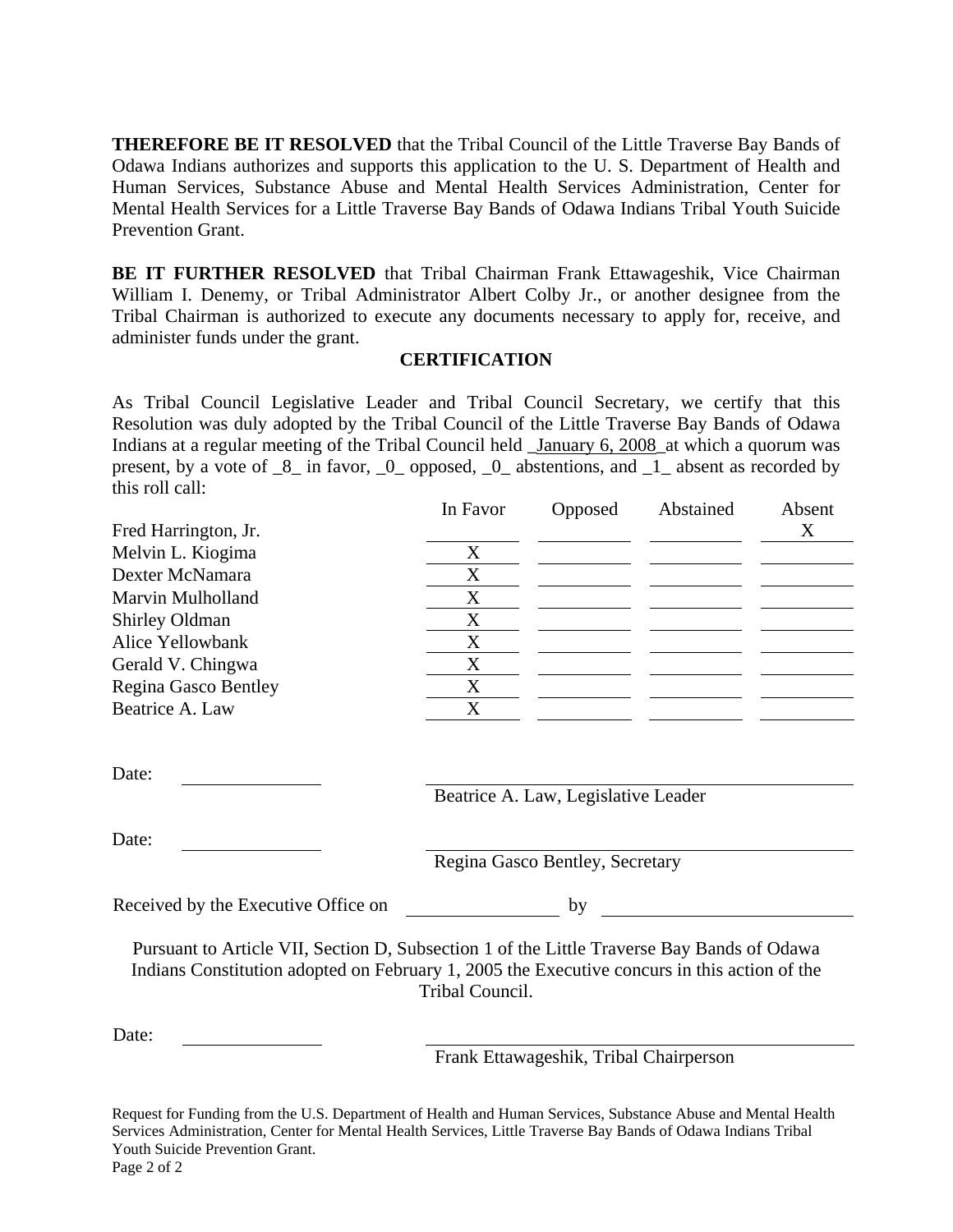**THEREFORE BE IT RESOLVED** that the Tribal Council of the Little Traverse Bay Bands of Odawa Indians authorizes and supports this application to the U. S. Department of Health and Human Services, Substance Abuse and Mental Health Services Administration, Center for Mental Health Services for a Little Traverse Bay Bands of Odawa Indians Tribal Youth Suicide Prevention Grant.

**BE IT FURTHER RESOLVED** that Tribal Chairman Frank Ettawageshik, Vice Chairman William I. Denemy, or Tribal Administrator Albert Colby Jr., or another designee from the Tribal Chairman is authorized to execute any documents necessary to apply for, receive, and administer funds under the grant.

**CERTIFICATION**

As Tribal Council Legislative Leader and Tribal Council Secretary, we certify that this Resolution was duly adopted by the Tribal Council of the Little Traverse Bay Bands of Odawa Indians at a regular meeting of the Tribal Council held _January 6, 2008_ at which a quorum was present, by a vote of _8_ in favor, _0_ opposed, _0_ abstentions, and _1_ absent as recorded by this roll call:

| | In Favor | Opposed | Abstained | Absent |
|---|---|---|---|---|
| Fred Harrington, Jr. | | | | X |
| Melvin L. Kiogima | X | | | |
| Dexter McNamara | X | | | |
| Marvin Mulholland | X | | | |
| Shirley Oldman | X | | | |
| Alice Yellowbank | X | | | |
| Gerald V. Chingwa | X | | | |
| Regina Gasco Bentley | X | | | |
| Beatrice A. Law | X | | | |

Date: ______________ ______________________________
Beatrice A. Law, Legislative Leader

Date: ______________ ______________________________
Regina Gasco Bentley, Secretary

Received by the Executive Office on ______________ by ______________________

Pursuant to Article VII, Section D, Subsection 1 of the Little Traverse Bay Bands of Odawa Indians Constitution adopted on February 1, 2005 the Executive concurs in this action of the Tribal Council.

Date: ______________ ______________________________
Frank Ettawageshik, Tribal Chairperson

Request for Funding from the U.S. Department of Health and Human Services, Substance Abuse and Mental Health Services Administration, Center for Mental Health Services, Little Traverse Bay Bands of Odawa Indians Tribal Youth Suicide Prevention Grant.